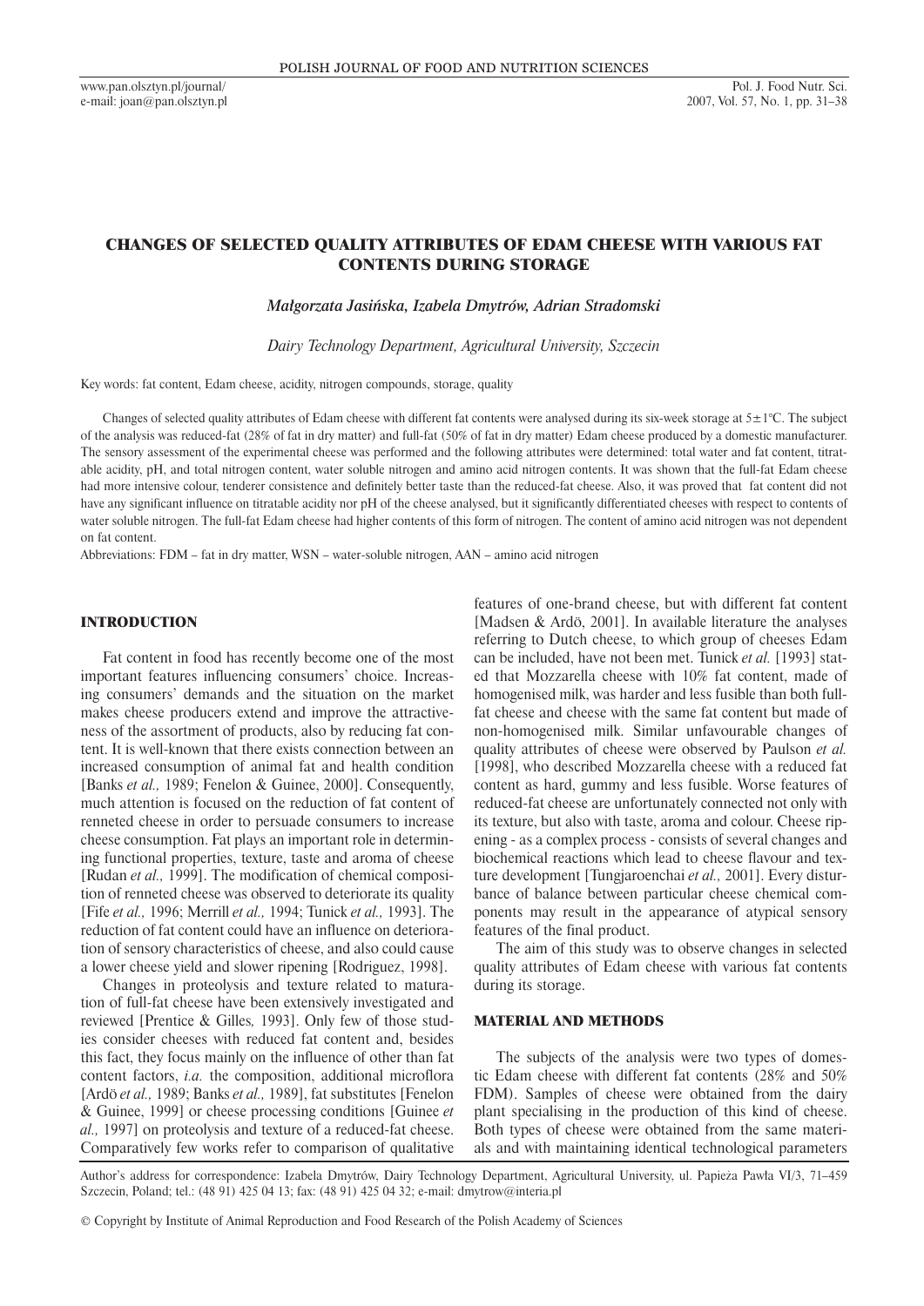# CHANGES OF SELECTED QUALITY ATTRIBUTES OF EDAM CHEESE WITH VARIOUS FAT CONTENTS DURING STORAGE

*Małgorzata Jasińska, Izabela Dmytrów, Adrian Stradomski*

*Dairy Technology Department, Agricultural University, Szczecin*

Key words: fat content, Edam cheese, acidity, nitrogen compounds, storage, quality

Changes of selected quality attributes of Edam cheese with different fat contents were analysed during its six-week storage at 5±1°C. The subject of the analysis was reduced-fat (28% of fat in dry matter) and full-fat (50% of fat in dry matter) Edam cheese produced by a domestic manufacturer. The sensory assessment of the experimental cheese was performed and the following attributes were determined: total water and fat content, titratable acidity, pH, and total nitrogen content, water soluble nitrogen and amino acid nitrogen contents. It was shown that the full-fat Edam cheese had more intensive colour, tenderer consistence and definitely better taste than the reduced-fat cheese. Also, it was proved that fat content did not have any significant influence on titratable acidity nor pH of the cheese analysed, but it significantly differentiated cheeses with respect to contents of water soluble nitrogen. The full-fat Edam cheese had higher contents of this form of nitrogen. The content of amino acid nitrogen was not dependent on fat content.

Abbreviations: FDM – fat in dry matter, WSN – water-soluble nitrogen, AAN – amino acid nitrogen

## INTRODUCTION

Fat content in food has recently become one of the most important features influencing consumers' choice. Increasing consumers' demands and the situation on the market makes cheese producers extend and improve the attractiveness of the assortment of products, also by reducing fat content. It is well-known that there exists connection between an increased consumption of animal fat and health condition [Banks *et al.,* 1989; Fenelon & Guinee, 2000]. Consequently, much attention is focused on the reduction of fat content of renneted cheese in order to persuade consumers to increase cheese consumption. Fat plays an important role in determining functional properties, texture, taste and aroma of cheese [Rudan *et al.,* 1999]. The modification of chemical composition of renneted cheese was observed to deteriorate its quality [Fife *et al.,* 1996; Merrill *et al.,* 1994; Tunick *et al.,* 1993]. The reduction of fat content could have an influence on deterioration of sensory characteristics of cheese, and also could cause a lower cheese yield and slower ripening [Rodriguez, 1998].

Changes in proteolysis and texture related to maturation of full-fat cheese have been extensively investigated and reviewed [Prentice & Gilles*,* 1993]. Only few of those studies consider cheeses with reduced fat content and, besides this fact, they focus mainly on the influence of other than fat content factors, *i.a.* the composition, additional microflora [Ardö *et al.,* 1989; Banks *et al.,* 1989], fat substitutes [Fenelon & Guinee, 1999] or cheese processing conditions [Guinee *et al.,* 1997] on proteolysis and texture of a reduced-fat cheese. Comparatively few works refer to comparison of qualitative features of one-brand cheese, but with different fat content [Madsen & Ardö, 2001]. In available literature the analyses referring to Dutch cheese, to which group of cheeses Edam can be included, have not been met. Tunick *et al.* [1993] stated that Mozzarella cheese with 10% fat content, made of homogenised milk, was harder and less fusible than both full-fat cheese and cheese with the same fat content but made of non-homogenised milk. Similar unfavourable changes of quality attributes of cheese were observed by Paulson *et al.* [1998], who described Mozzarella cheese with a reduced fat content as hard, gummy and less fusible. Worse features of reduced-fat cheese are unfortunately connected not only with its texture, but also with taste, aroma and colour. Cheese ripening - as a complex process - consists of several changes and biochemical reactions which lead to cheese flavour and texture development [Tungjaroenchai *et al.,* 2001]. Every disturbance of balance between particular cheese chemical components may result in the appearance of atypical sensory features of the final product.

The aim of this study was to observe changes in selected quality attributes of Edam cheese with various fat contents during its storage.

## MATERIAL AND METHODS

The subjects of the analysis were two types of domestic Edam cheese with different fat contents (28% and 50% FDM). Samples of cheese were obtained from the dairy plant specialising in the production of this kind of cheese. Both types of cheese were obtained from the same materials and with maintaining identical technological parameters

Author's address for correspondence: Izabela Dmytrów, Dairy Technology Department, Agricultural University, ul. Papieża Pawła VI/3, 71–459 Szczecin, Poland; tel.: (48 91) 425 04 13; fax: (48 91) 425 04 32; e-mail: dmytrow@interia.pl

© Copyright by Institute of Animal Reproduction and Food Research of the Polish Academy of Sciences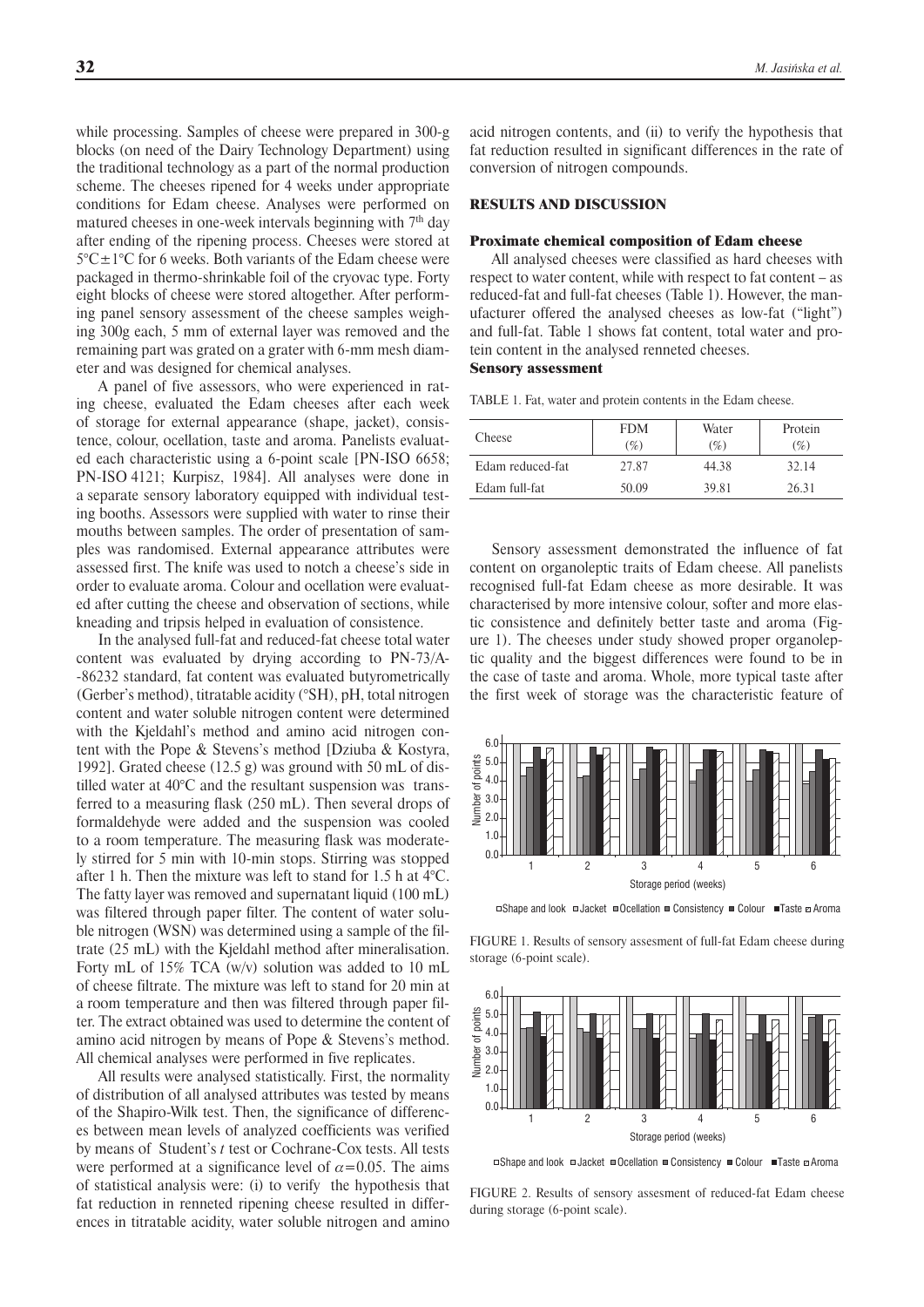while processing. Samples of cheese were prepared in 300-g blocks (on need of the Dairy Technology Department) using the traditional technology as a part of the normal production scheme. The cheeses ripened for 4 weeks under appropriate conditions for Edam cheese. Analyses were performed on matured cheeses in one-week intervals beginning with 7th day after ending of the ripening process. Cheeses were stored at 5°C±1°C for 6 weeks. Both variants of the Edam cheese were packaged in thermo-shrinkable foil of the cryovac type. Forty eight blocks of cheese were stored altogether. After performing panel sensory assessment of the cheese samples weighing 300g each, 5 mm of external layer was removed and the remaining part was grated on a grater with 6-mm mesh diameter and was designed for chemical analyses.

A panel of five assessors, who were experienced in rating cheese, evaluated the Edam cheeses after each week of storage for external appearance (shape, jacket), consistence, colour, ocellation, taste and aroma. Panelists evaluated each characteristic using a 6-point scale [PN-ISO 6658; PN-ISO 4121; Kurpisz, 1984]. All analyses were done in a separate sensory laboratory equipped with individual testing booths. Assessors were supplied with water to rinse their mouths between samples. The order of presentation of samples was randomised. External appearance attributes were assessed first. The knife was used to notch a cheese's side in order to evaluate aroma. Colour and ocellation were evaluated after cutting the cheese and observation of sections, while kneading and tripsis helped in evaluation of consistence.

In the analysed full-fat and reduced-fat cheese total water content was evaluated by drying according to PN-73/A-86232 standard, fat content was evaluated butyrometrically (Gerber's method), titratable acidity (°SH), pH, total nitrogen content and water soluble nitrogen content were determined with the Kjeldahl's method and amino acid nitrogen content with the Pope & Stevens's method [Dziuba & Kostyra, 1992]. Grated cheese (12.5 g) was ground with 50 mL of distilled water at 40°C and the resultant suspension was transferred to a measuring flask (250 mL). Then several drops of formaldehyde were added and the suspension was cooled to a room temperature. The measuring flask was moderately stirred for 5 min with 10-min stops. Stirring was stopped after 1 h. Then the mixture was left to stand for 1.5 h at 4°C. The fatty layer was removed and supernatant liquid (100 mL) was filtered through paper filter. The content of water soluble nitrogen (WSN) was determined using a sample of the filtrate (25 mL) with the Kjeldahl method after mineralisation. Forty mL of 15% TCA (w/v) solution was added to 10 mL of cheese filtrate. The mixture was left to stand for 20 min at a room temperature and then was filtered through paper filter. The extract obtained was used to determine the content of amino acid nitrogen by means of Pope & Stevens's method. All chemical analyses were performed in five replicates.

All results were analysed statistically. First, the normality of distribution of all analysed attributes was tested by means of the Shapiro-Wilk test. Then, the significance of differences between mean levels of analyzed coefficients was verified by means of Student's *t* test or Cochrane-Cox tests. All tests were performed at a significance level of $\alpha=0.05$. The aims of statistical analysis were: (i) to verify the hypothesis that fat reduction in renneted ripening cheese resulted in differences in titratable acidity, water soluble nitrogen and amino acid nitrogen contents, and (ii) to verify the hypothesis that fat reduction resulted in significant differences in the rate of conversion of nitrogen compounds.

## RESULTS AND DISCUSSION

### Proximate chemical composition of Edam cheese

All analysed cheeses were classified as hard cheeses with respect to water content, while with respect to fat content – as reduced-fat and full-fat cheeses (Table 1). However, the manufacturer offered the analysed cheeses as low-fat ("light") and full-fat. Table 1 shows fat content, total water and protein content in the analysed renneted cheeses.

TABLE 1. Fat, water and protein contents in the Edam cheese.

| Cheese | FDM (%) | Water (%) | Protein (%) |
|---|---|---|---|
| Edam reduced-fat | 27.87 | 44.38 | 32.14 |
| Edam full-fat | 50.09 | 39.81 | 26.31 |

### Sensory assessment

Sensory assessment demonstrated the influence of fat content on organoleptic traits of Edam cheese. All panelists recognised full-fat Edam cheese as more desirable. It was characterised by more intensive colour, softer and more elastic consistence and definitely better taste and aroma (Figure 1). The cheeses under study showed proper organoleptic quality and the biggest differences were found to be in the case of taste and aroma. Whole, more typical taste after the first week of storage was the characteristic feature of

FIGURE 1. Results of sensory assesment of full-fat Edam cheese during storage (6-point scale).

FIGURE 2. Results of sensory assesment of reduced-fat Edam cheese during storage (6-point scale).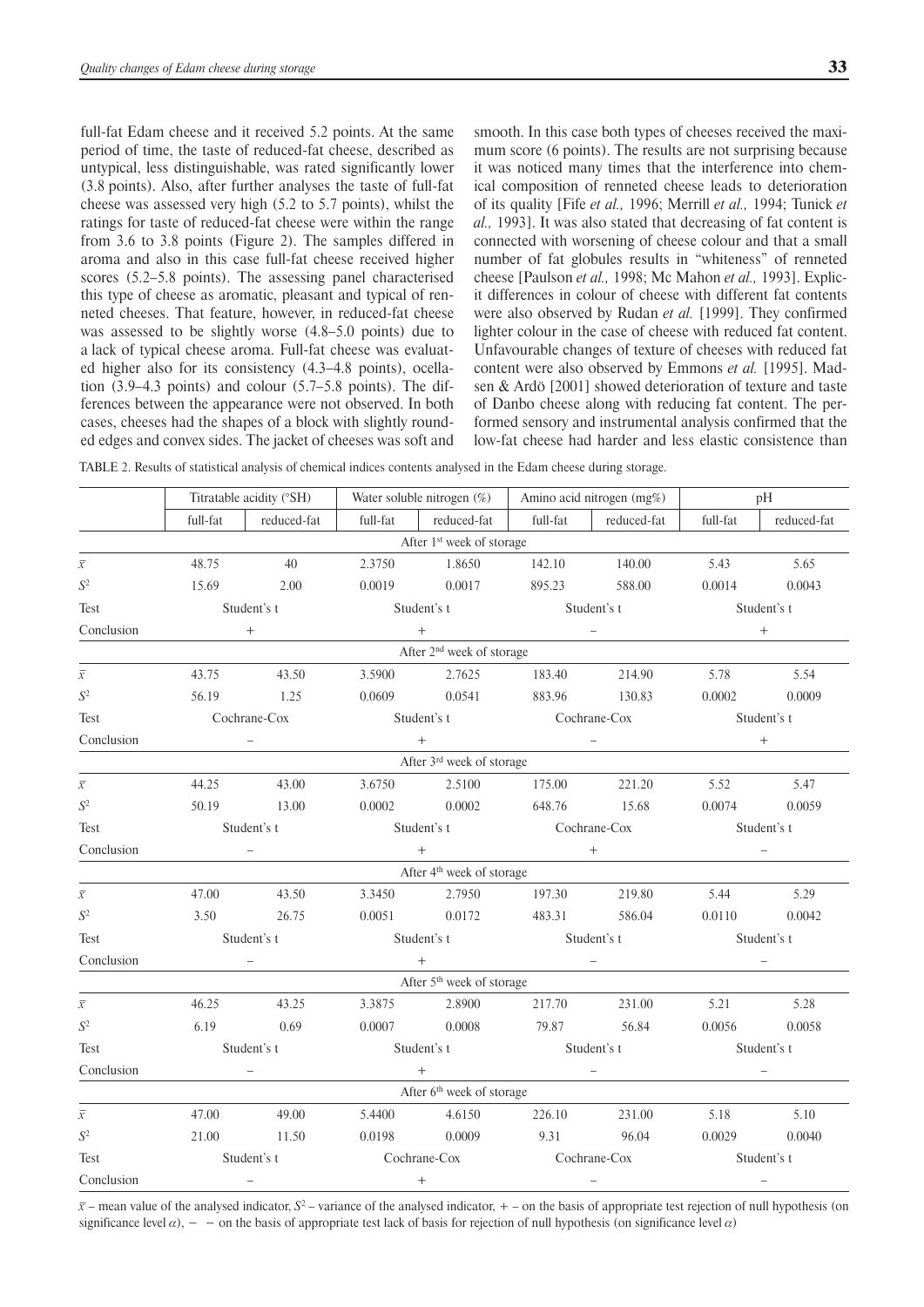full-fat Edam cheese and it received 5.2 points. At the same period of time, the taste of reduced-fat cheese, described as untypical, less distinguishable, was rated significantly lower (3.8 points). Also, after further analyses the taste of full-fat cheese was assessed very high (5.2 to 5.7 points), whilst the ratings for taste of reduced-fat cheese were within the range from 3.6 to 3.8 points (Figure 2). The samples differed in aroma and also in this case full-fat cheese received higher scores (5.2–5.8 points). The assessing panel characterised this type of cheese as aromatic, pleasant and typical of renneted cheeses. That feature, however, in reduced-fat cheese was assessed to be slightly worse (4.8–5.0 points) due to a lack of typical cheese aroma. Full-fat cheese was evaluated higher also for its consistency (4.3–4.8 points), ocellation (3.9–4.3 points) and colour (5.7–5.8 points). The differences between the appearance were not observed. In both cases, cheeses had the shapes of a block with slightly rounded edges and convex sides. The jacket of cheeses was soft and smooth. In this case both types of cheeses received the maximum score (6 points). The results are not surprising because it was noticed many times that the interference into chemical composition of renneted cheese leads to deterioration of its quality [Fife *et al.,* 1996; Merrill *et al.,* 1994; Tunick *et al.,* 1993]. It was also stated that decreasing of fat content is connected with worsening of cheese colour and that a small number of fat globules results in "whiteness" of renneted cheese [Paulson *et al.,* 1998; Mc Mahon *et al.,* 1993]. Explicit differences in colour of cheese with different fat contents were also observed by Rudan *et al.* [1999]. They confirmed lighter colour in the case of cheese with reduced fat content. Unfavourable changes of texture of cheeses with reduced fat content were also observed by Emmons *et al.* [1995]. Madsen & Ardö [2001] showed deterioration of texture and taste of Danbo cheese along with reducing fat content. The performed sensory and instrumental analysis confirmed that the low-fat cheese had harder and less elastic consistence than

TABLE 2. Results of statistical analysis of chemical indices contents analysed in the Edam cheese during storage.

| | Titratable acidity (°SH) | | Water soluble nitrogen (%) | | Amino acid nitrogen (mg%) | | pH | |
|---|---|---|---|---|---|---|---|---|
| | full-fat | reduced-fat | full-fat | reduced-fat | full-fat | reduced-fat | full-fat | reduced-fat |
| **After 1st week of storage** | | | | | | | | |
| $\bar{x}$ | 48.75 | 40 | 2.3750 | 1.8650 | 142.10 | 140.00 | 5.43 | 5.65 |
| $S^2$ | 15.69 | 2.00 | 0.0019 | 0.0017 | 895.23 | 588.00 | 0.0014 | 0.0043 |
| Test | Student's t | | Student's t | | Student's t | | Student's t | |
| Conclusion | + | | + | | – | | + | |
| **After 2nd week of storage** | | | | | | | | |
| $\bar{x}$ | 43.75 | 43.50 | 3.5900 | 2.7625 | 183.40 | 214.90 | 5.78 | 5.54 |
| $S^2$ | 56.19 | 1.25 | 0.0609 | 0.0541 | 883.96 | 130.83 | 0.0002 | 0.0009 |
| Test | Cochrane-Cox | | Student's t | | Cochrane-Cox | | Student's t | |
| Conclusion | – | | + | | – | | + | |
| **After 3rd week of storage** | | | | | | | | |
| $\bar{x}$ | 44.25 | 43.00 | 3.6750 | 2.5100 | 175.00 | 221.20 | 5.52 | 5.47 |
| $S^2$ | 50.19 | 13.00 | 0.0002 | 0.0002 | 648.76 | 15.68 | 0.0074 | 0.0059 |
| Test | Student's t | | Student's t | | Cochrane-Cox | | Student's t | |
| Conclusion | – | | + | | + | | – | |
| **After 4th week of storage** | | | | | | | | |
| $\bar{x}$ | 47.00 | 43.50 | 3.3450 | 2.7950 | 197.30 | 219.80 | 5.44 | 5.29 |
| $S^2$ | 3.50 | 26.75 | 0.0051 | 0.0172 | 483.31 | 586.04 | 0.0110 | 0.0042 |
| Test | Student's t | | Student's t | | Student's t | | Student's t | |
| Conclusion | – | | + | | – | | – | |
| **After 5th week of storage** | | | | | | | | |
| $\bar{x}$ | 46.25 | 43.25 | 3.3875 | 2.8900 | 217.70 | 231.00 | 5.21 | 5.28 |
| $S^2$ | 6.19 | 0.69 | 0.0007 | 0.0008 | 79.87 | 56.84 | 0.0056 | 0.0058 |
| Test | Student's t | | Student's t | | Student's t | | Student's t | |
| Conclusion | – | | + | | – | | – | |
| **After 6th week of storage** | | | | | | | | |
| $\bar{x}$ | 47.00 | 49.00 | 5.4400 | 4.6150 | 226.10 | 231.00 | 5.18 | 5.10 |
| $S^2$ | 21.00 | 11.50 | 0.0198 | 0.0009 | 9.31 | 96.04 | 0.0029 | 0.0040 |
| Test | Student's t | | Cochrane-Cox | | Cochrane-Cox | | Student's t | |
| Conclusion | – | | + | | – | | – | |

$\bar{x}$ – mean value of the analysed indicator, $S^2$ – variance of the analysed indicator, + – on the basis of appropriate test rejection of null hypothesis (on significance level $\alpha$), – – on the basis of appropriate test lack of basis for rejection of null hypothesis (on significance level $\alpha$)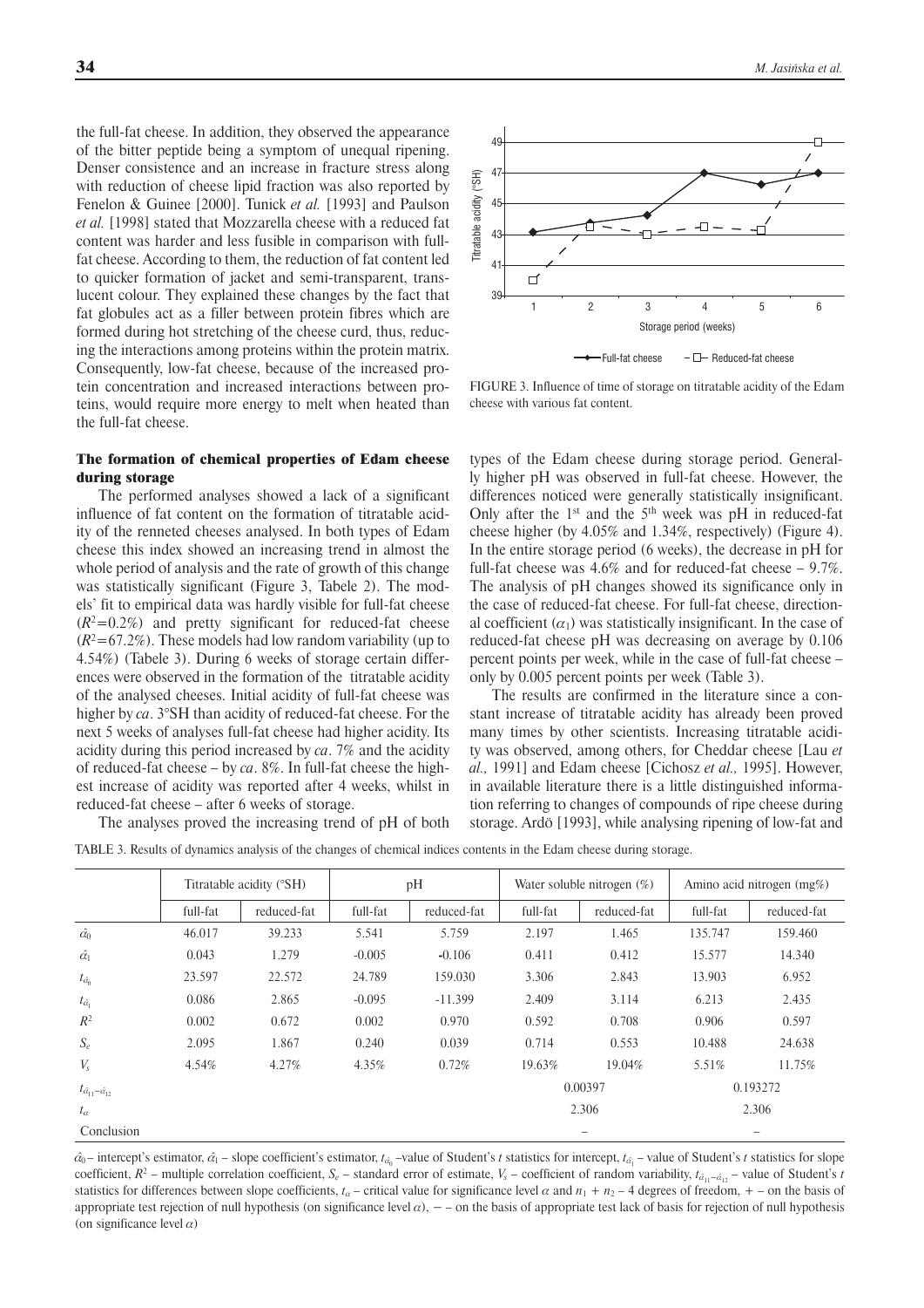the full-fat cheese. In addition, they observed the appearance of the bitter peptide being a symptom of unequal ripening. Denser consistence and an increase in fracture stress along with reduction of cheese lipid fraction was also reported by Fenelon & Guinee [2000]. Tunick *et al.* [1993] and Paulson *et al.* [1998] stated that Mozzarella cheese with a reduced fat content was harder and less fusible in comparison with full-fat cheese. According to them, the reduction of fat content led to quicker formation of jacket and semi-transparent, translucent colour. They explained these changes by the fact that fat globules act as a filler between protein fibres which are formed during hot stretching of the cheese curd, thus, reducing the interactions among proteins within the protein matrix. Consequently, low-fat cheese, because of the increased protein concentration and increased interactions between proteins, would require more energy to melt when heated than the full-fat cheese.

### The formation of chemical properties of Edam cheese during storage

The performed analyses showed a lack of a significant influence of fat content on the formation of titratable acidity of the renneted cheeses analysed. In both types of Edam cheese this index showed an increasing trend in almost the whole period of analysis and the rate of growth of this change was statistically significant (Figure 3, Tabele 2). The models' fit to empirical data was hardly visible for full-fat cheese ($R^2$=0.2%) and pretty significant for reduced-fat cheese ($R^2$=67.2%). These models had low random variability (up to 4.54%) (Tabele 3). During 6 weeks of storage certain differences were observed in the formation of the titratable acidity of the analysed cheeses. Initial acidity of full-fat cheese was higher by *ca*. 3°SH than acidity of reduced-fat cheese. For the next 5 weeks of analyses full-fat cheese had higher acidity. Its acidity during this period increased by *ca*. 7% and the acidity of reduced-fat cheese – by *ca*. 8%. In full-fat cheese the highest increase of acidity was reported after 4 weeks, whilst in reduced-fat cheese – after 6 weeks of storage.

The analyses proved the increasing trend of pH of both

FIGURE 3. Influence of time of storage on titratable acidity of the Edam cheese with various fat content.

types of the Edam cheese during storage period. Generally higher pH was observed in full-fat cheese. However, the differences noticed were generally statistically insignificant. Only after the 1[st] and the 5[th] week was pH in reduced-fat cheese higher (by 4.05% and 1.34%, respectively) (Figure 4). In the entire storage period (6 weeks), the decrease in pH for full-fat cheese was 4.6% and for reduced-fat cheese – 9.7%. The analysis of pH changes showed its significance only in the case of reduced-fat cheese. For full-fat cheese, directional coefficient ($\alpha_1$) was statistically insignificant. In the case of reduced-fat cheese pH was decreasing on average by 0.106 percent points per week, while in the case of full-fat cheese – only by 0.005 percent points per week (Table 3).

The results are confirmed in the literature since a constant increase of titratable acidity has already been proved many times by other scientists. Increasing titratable acidity was observed, among others, for Cheddar cheese [Lau *et al.,* 1991] and Edam cheese [Cichosz *et al.,* 1995]. However, in available literature there is a little distinguished information referring to changes of compounds of ripe cheese during storage. Ardö [1993], while analysing ripening of low-fat and

TABLE 3. Results of dynamics analysis of the changes of chemical indices contents in the Edam cheese during storage.

| | Titratable acidity (°SH) | | pH | | Water soluble nitrogen (%) | | Amino acid nitrogen (mg%) | |
|---|---|---|---|---|---|---|---|---|
| | full-fat | reduced-fat | full-fat | reduced-fat | full-fat | reduced-fat | full-fat | reduced-fat |
| $\hat{\alpha}_0$ | 46.017 | 39.233 | 5.541 | 5.759 | 2.197 | 1.465 | 135.747 | 159.460 |
| $\hat{\alpha}_1$ | 0.043 | 1.279 | -0.005 | -0.106 | 0.411 | 0.412 | 15.577 | 14.340 |
| $t_{\hat{\alpha}_0}$ | 23.597 | 22.572 | 24.789 | 159.030 | 3.306 | 2.843 | 13.903 | 6.952 |
| $t_{\hat{\alpha}_1}$ | 0.086 | 2.865 | -0.095 | -11.399 | 2.409 | 3.114 | 6.213 | 2.435 |
| $R^2$ | 0.002 | 0.672 | 0.002 | 0.970 | 0.592 | 0.708 | 0.906 | 0.597 |
| $S_e$ | 2.095 | 1.867 | 0.240 | 0.039 | 0.714 | 0.553 | 10.488 | 24.638 |
| $V_s$ | 4.54% | 4.27% | 4.35% | 0.72% | 19.63% | 19.04% | 5.51% | 11.75% |
| $t_{\hat{\alpha}_{11}-\hat{\alpha}_{12}}$ | | | | | 0.00397 | | 0.193272 | |
| $t_\alpha$ | | | | | 2.306 | | 2.306 | |
| Conclusion | | | | | – | | – | |

$\hat{\alpha}_0$ – intercept's estimator, $\hat{\alpha}_1$ – slope coefficient's estimator, $t_{\hat{\alpha}_0}$ –value of Student's *t* statistics for intercept, $t_{\hat{\alpha}_1}$ – value of Student's *t* statistics for slope coefficient, $R^2$ – multiple correlation coefficient, $S_e$ – standard error of estimate, $V_s$ – coefficient of random variability, $t_{\hat{\alpha}_{11}-\hat{\alpha}_{12}}$ – value of Student's *t* statistics for differences between slope coefficients, $t_\alpha$ – critical value for significance level $\alpha$ and $n_1 + n_2 - 4$ degrees of freedom, + – on the basis of appropriate test rejection of null hypothesis (on significance level $\alpha$), − – on the basis of appropriate test lack of basis for rejection of null hypothesis (on significance level $\alpha$)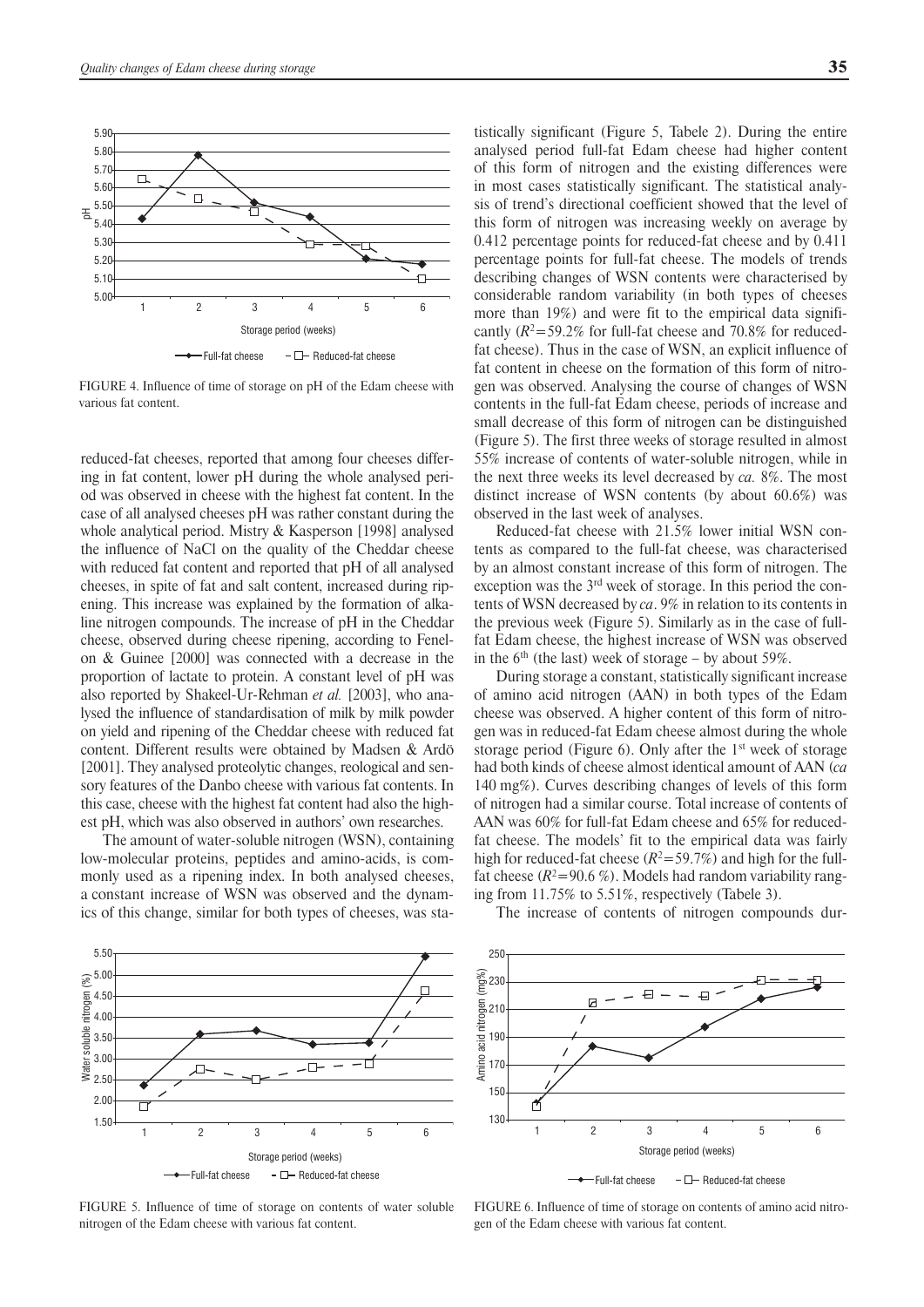FIGURE 4. Influence of time of storage on pH of the Edam cheese with various fat content.

reduced-fat cheeses, reported that among four cheeses differing in fat content, lower pH during the whole analysed period was observed in cheese with the highest fat content. In the case of all analysed cheeses pH was rather constant during the whole analytical period. Mistry & Kasperson [1998] analysed the influence of NaCl on the quality of the Cheddar cheese with reduced fat content and reported that pH of all analysed cheeses, in spite of fat and salt content, increased during ripening. This increase was explained by the formation of alkaline nitrogen compounds. The increase of pH in the Cheddar cheese, observed during cheese ripening, according to Fenelon & Guinee [2000] was connected with a decrease in the proportion of lactate to protein. A constant level of pH was also reported by Shakeel-Ur-Rehman *et al.* [2003], who analysed the influence of standardisation of milk by milk powder on yield and ripening of the Cheddar cheese with reduced fat content. Different results were obtained by Madsen & Ardö [2001]. They analysed proteolytic changes, reological and sensory features of the Danbo cheese with various fat contents. In this case, cheese with the highest fat content had also the highest pH, which was also observed in authors' own researches.

The amount of water-soluble nitrogen (WSN), containing low-molecular proteins, peptides and amino-acids, is commonly used as a ripening index. In both analysed cheeses, a constant increase of WSN was observed and the dynamics of this change, similar for both types of cheeses, was statistically significant (Figure 5, Tabele 2). During the entire analysed period full-fat Edam cheese had higher content of this form of nitrogen and the existing differences were in most cases statistically significant. The statistical analysis of trend's directional coefficient showed that the level of this form of nitrogen was increasing weekly on average by 0.412 percentage points for reduced-fat cheese and by 0.411 percentage points for full-fat cheese. The models of trends describing changes of WSN contents were characterised by considerable random variability (in both types of cheeses more than 19%) and were fit to the empirical data significantly ($R^2$=59.2% for full-fat cheese and 70.8% for reduced-fat cheese). Thus in the case of WSN, an explicit influence of fat content in cheese on the formation of this form of nitrogen was observed. Analysing the course of changes of WSN contents in the full-fat Edam cheese, periods of increase and small decrease of this form of nitrogen can be distinguished (Figure 5). The first three weeks of storage resulted in almost 55% increase of contents of water-soluble nitrogen, while in the next three weeks its level decreased by *ca.* 8%. The most distinct increase of WSN contents (by about 60.6%) was observed in the last week of analyses.

Reduced-fat cheese with 21.5% lower initial WSN contents as compared to the full-fat cheese, was characterised by an almost constant increase of this form of nitrogen. The exception was the 3[rd] week of storage. In this period the contents of WSN decreased by *ca*. 9% in relation to its contents in the previous week (Figure 5). Similarly as in the case of full-fat Edam cheese, the highest increase of WSN was observed in the 6[th] (the last) week of storage – by about 59%.

During storage a constant, statistically significant increase of amino acid nitrogen (AAN) in both types of the Edam cheese was observed. A higher content of this form of nitrogen was in reduced-fat Edam cheese almost during the whole storage period (Figure 6). Only after the 1[st] week of storage had both kinds of cheese almost identical amount of AAN (*ca* 140 mg%). Curves describing changes of levels of this form of nitrogen had a similar course. Total increase of contents of AAN was 60% for full-fat Edam cheese and 65% for reduced-fat cheese. The models' fit to the empirical data was fairly high for reduced-fat cheese ($R^2$=59.7%) and high for the full-fat cheese ($R^2$=90.6 %). Models had random variability ranging from 11.75% to 5.51%, respectively (Tabele 3).

The increase of contents of nitrogen compounds dur-

FIGURE 5. Influence of time of storage on contents of water soluble nitrogen of the Edam cheese with various fat content.

FIGURE 6. Influence of time of storage on contents of amino acid nitrogen of the Edam cheese with various fat content.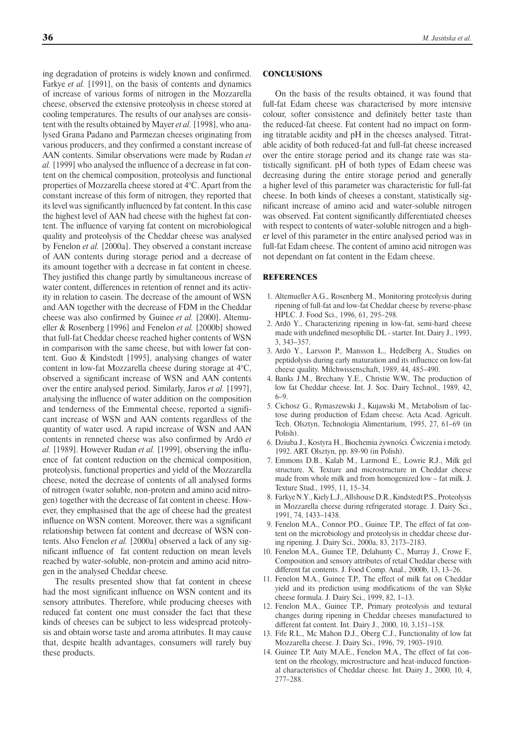ing degradation of proteins is widely known and confirmed. Farkye *et al.* [1991], on the basis of contents and dynamics of increase of various forms of nitrogen in the Mozzarella cheese, observed the extensive proteolysis in cheese stored at cooling temperatures. The results of our analyses are consistent with the results obtained by Mayer *et al.* [1998], who analysed Grana Padano and Parmezan cheeses originating from various producers, and they confirmed a constant increase of AAN contents. Similar observations were made by Rudan *et al.* [1999] who analysed the influence of a decrease in fat content on the chemical composition, proteolysis and functional properties of Mozzarella cheese stored at 4°C. Apart from the constant increase of this form of nitrogen, they reported that its level was significantly influenced by fat content. In this case the highest level of AAN had cheese with the highest fat content. The influence of varying fat content on microbiological quality and proteolysis of the Cheddar cheese was analysed by Fenelon *et al.* [2000a]. They observed a constant increase of AAN contents during storage period and a decrease of its amount together with a decrease in fat content in cheese. They justified this change partly by simultaneous increase of water content, differences in retention of rennet and its activity in relation to casein. The decrease of the amount of WSN and AAN together with the decrease of FDM in the Cheddar cheese was also confirmed by Guinee *et al.* [2000]. Altemueller & Rosenberg [1996] and Fenelon *et al.* [2000b] showed that full-fat Cheddar cheese reached higher contents of WSN in comparison with the same cheese, but with lower fat content. Guo & Kindstedt [1995], analysing changes of water content in low-fat Mozzarella cheese during storage at 4°C, observed a significant increase of WSN and AAN contents over the entire analysed period. Similarly, Jaros *et al.* [1997], analysing the influence of water addition on the composition and tenderness of the Emmental cheese, reported a significant increase of WSN and AAN contents regardless of the quantity of water used. A rapid increase of WSN and AAN contents in renneted cheese was also confirmed by Ardö *et al.* [1989]. However Rudan *et al.* [1999], observing the influence of fat content reduction on the chemical composition, proteolysis, functional properties and yield of the Mozzarella cheese, noted the decrease of contents of all analysed forms of nitrogen (water soluble, non-protein and amino acid nitrogen) together with the decrease of fat content in cheese. However, they emphasised that the age of cheese had the greatest influence on WSN content. Moreover, there was a significant relationship between fat content and decrease of WSN contents. Also Fenelon *et al.* [2000a] observed a lack of any significant influence of fat content reduction on mean levels reached by water-soluble, non-protein and amino acid nitrogen in the analysed Cheddar cheese.

The results presented show that fat content in cheese had the most significant influence on WSN content and its sensory attributes. Therefore, while producing cheeses with reduced fat content one must consider the fact that these kinds of cheeses can be subject to less widespread proteolysis and obtain worse taste and aroma attributes. It may cause that, despite health advantages, consumers will rarely buy these products.

## CONCLUSIONS

On the basis of the results obtained, it was found that full-fat Edam cheese was characterised by more intensive colour, softer consistence and definitely better taste than the reduced-fat cheese. Fat content had no impact on forming titratable acidity and pH in the cheeses analysed. Titratable acidity of both reduced-fat and full-fat cheese increased over the entire storage period and its change rate was statistically significant. pH of both types of Edam cheese was decreasing during the entire storage period and generally a higher level of this parameter was characteristic for full-fat cheese. In both kinds of cheeses a constant, statistically significant increase of amino acid and water-soluble nitrogen was observed. Fat content significantly differentiated cheeses with respect to contents of water-soluble nitrogen and a higher level of this parameter in the entire analysed period was in full-fat Edam cheese. The content of amino acid nitrogen was not dependant on fat content in the Edam cheese.

## REFERENCES

1. Altemueller A.G., Rosenberg M., Monitoring proteolysis during ripening of full-fat and low-fat Cheddar cheese by reverse-phase HPLC. J. Food Sci., 1996, 61, 295–298.
2. Ardö Y., Characterizing ripening in low-fat, semi-hard cheese made with undefined mesophilic DL - starter. Int. Dairy J., 1993, 3, 343–357.
3. Ardö Y., Larsson P., Mansson L., Hedelberg A., Studies on peptidolysis during early maturation and its influence on low-fat cheese quality. Milchwissenschaft, 1989, 44, 485–490.
4. Banks J.M., Brechany Y.E., Christie W.W., The production of low fat Cheddar cheese. Int. J. Soc. Dairy Technol., 1989, 42, 6–9.
5. Cichosz G., Rymaszewski J., Kujawski M., Metabolism of lactose during production of Edam cheese. Acta Acad. Agricult. Tech. Olsztyn, Technologia Alimentarium, 1995, 27, 61–69 (in Polish).
6. Dziuba J., Kostyra H., Biochemia żywności. Ćwiczenia i metody. 1992. ART. Olsztyn, pp. 89-90 (in Polish).
7. Emmons D.B., Kalab M., Larmond E., Lowrie R.J., Milk gel structure. X. Texture and microstructure in Cheddar cheese made from whole milk and from homogenized low – fat milk. J. Texture Stud., 1995, 11, 15–34.
8. Farkye N.Y., Kiely L.J., Allshouse D.R., Kindstedt P.S., Proteolysis in Mozzarella cheese during refrigerated storage. J. Dairy Sci., 1991, 74, 1433–1438.
9. Fenelon M.A., Connor P.O., Guinee T.P., The effect of fat content on the microbiology and proteolysis in cheddar cheese during ripening. J. Dairy Sci., 2000a, 83, 2173–2183.
10. Fenelon M.A., Guinee T.P., Delahunty C., Murray J., Crowe F., Composition and sensory attributes of retail Cheddar cheese with different fat contents. J. Food Comp. Anal., 2000b, 13, 13–26.
11. Fenelon M.A., Guinee T.P., The effect of milk fat on Cheddar yield and its prediction using modifications of the van Slyke cheese formula. J. Dairy Sci., 1999, 82, 1–13.
12. Fenelon M.A., Guinee T.P., Primary proteolysis and textural changes during ripening in Cheddar cheeses manufactured to different fat content. Int. Dairy J., 2000, 10, 3,151–158.
13. Fife R.L., Mc Mahon D.J., Oberg C.J., Functionality of low fat Mozzarella cheese. J. Dairy Sci., 1996, 79, 1903–1910.
14. Guinee T.P, Auty M.A.E., Fenelon M.A., The effect of fat content on the rheology, microstructure and heat-induced functional characteristics of Cheddar cheese. Int. Dairy J., 2000, 10, 4, 277–288.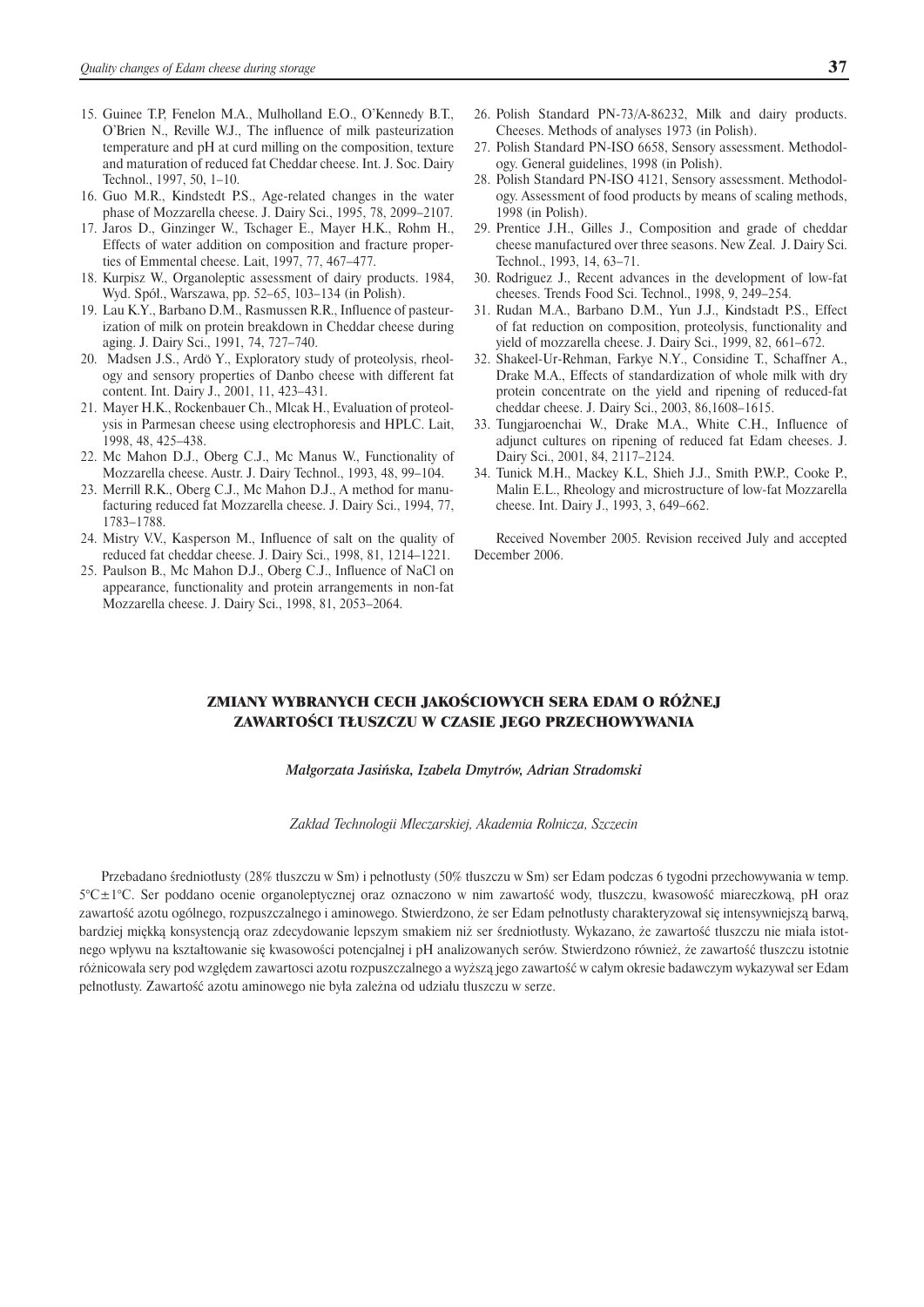15. Guinee T.P, Fenelon M.A., Mulholland E.O., O'Kennedy B.T., O'Brien N., Reville W.J., The influence of milk pasteurization temperature and pH at curd milling on the composition, texture and maturation of reduced fat Cheddar cheese. Int. J. Soc. Dairy Technol., 1997, 50, 1–10.
16. Guo M.R., Kindstedt P.S., Age-related changes in the water phase of Mozzarella cheese. J. Dairy Sci., 1995, 78, 2099–2107.
17. Jaros D., Ginzinger W., Tschager E., Mayer H.K., Rohm H., Effects of water addition on composition and fracture properties of Emmental cheese. Lait, 1997, 77, 467–477.
18. Kurpisz W., Organoleptic assessment of dairy products. 1984, Wyd. Spół., Warszawa, pp. 52–65, 103–134 (in Polish).
19. Lau K.Y., Barbano D.M., Rasmussen R.R., Influence of pasteurization of milk on protein breakdown in Cheddar cheese during aging. J. Dairy Sci., 1991, 74, 727–740.
20. Madsen J.S., Ardö Y., Exploratory study of proteolysis, rheology and sensory properties of Danbo cheese with different fat content. Int. Dairy J., 2001, 11, 423–431.
21. Mayer H.K., Rockenbauer Ch., Mlcak H., Evaluation of proteolysis in Parmesan cheese using electrophoresis and HPLC. Lait, 1998, 48, 425–438.
22. Mc Mahon D.J., Oberg C.J., Mc Manus W., Functionality of Mozzarella cheese. Austr. J. Dairy Technol., 1993, 48, 99–104.
23. Merrill R.K., Oberg C.J., Mc Mahon D.J., A method for manufacturing reduced fat Mozzarella cheese. J. Dairy Sci., 1994, 77, 1783–1788.
24. Mistry V.V., Kasperson M., Influence of salt on the quality of reduced fat cheddar cheese. J. Dairy Sci., 1998, 81, 1214–1221.
25. Paulson B., Mc Mahon D.J., Oberg C.J., Influence of NaCl on appearance, functionality and protein arrangements in non-fat Mozzarella cheese. J. Dairy Sci., 1998, 81, 2053–2064.
26. Polish Standard PN-73/A-86232, Milk and dairy products. Cheeses. Methods of analyses 1973 (in Polish).
27. Polish Standard PN-ISO 6658, Sensory assessment. Methodology. General guidelines, 1998 (in Polish).
28. Polish Standard PN-ISO 4121, Sensory assessment. Methodology. Assessment of food products by means of scaling methods, 1998 (in Polish).
29. Prentice J.H., Gilles J., Composition and grade of cheddar cheese manufactured over three seasons. New Zeal. J. Dairy Sci. Technol., 1993, 14, 63–71.
30. Rodriguez J., Recent advances in the development of low-fat cheeses. Trends Food Sci. Technol., 1998, 9, 249–254.
31. Rudan M.A., Barbano D.M., Yun J.J., Kindstadt P.S., Effect of fat reduction on composition, proteolysis, functionality and yield of mozzarella cheese. J. Dairy Sci., 1999, 82, 661–672.
32. Shakeel-Ur-Rehman, Farkye N.Y., Considine T., Schaffner A., Drake M.A., Effects of standardization of whole milk with dry protein concentrate on the yield and ripening of reduced-fat cheddar cheese. J. Dairy Sci., 2003, 86,1608–1615.
33. Tungjaroenchai W., Drake M.A., White C.H., Influence of adjunct cultures on ripening of reduced fat Edam cheeses. J. Dairy Sci., 2001, 84, 2117–2124.
34. Tunick M.H., Mackey K.L, Shieh J.J., Smith P.W.P., Cooke P., Malin E.L., Rheology and microstructure of low-fat Mozzarella cheese. Int. Dairy J., 1993, 3, 649–662.

Received November 2005. Revision received July and accepted December 2006.

## ZMIANY WYBRANYCH CECH JAKOŚCIOWYCH SERA EDAM O RÓŻNEJ ZAWARTOŚCI TŁUSZCZU W CZASIE JEGO PRZECHOWYWANIA

***Małgorzata Jasińska, Izabela Dmytrów, Adrian Stradomski***

*Zakład Technologii Mleczarskiej, Akademia Rolnicza, Szczecin*

Przebadano średniotłusty (28% tłuszczu w Sm) i pełnotłusty (50% tłuszczu w Sm) ser Edam podczas 6 tygodni przechowywania w temp. 5°C±1°C. Ser poddano ocenie organoleptycznej oraz oznaczono w nim zawartość wody, tłuszczu, kwasowość miareczkową, pH oraz zawartość azotu ogólnego, rozpuszczalnego i aminowego. Stwierdzono, że ser Edam pełnotłusty charakteryzował się intensywniejszą barwą, bardziej miękką konsystencją oraz zdecydowanie lepszym smakiem niż ser średniotłusty. Wykazano, że zawartość tłuszczu nie miała istotnego wpływu na kształtowanie się kwasowości potencjalnej i pH analizowanych serów. Stwierdzono również, że zawartość tłuszczu istotnie różnicowała sery pod względem zawartosci azotu rozpuszczalnego a wyższą jego zawartość w całym okresie badawczym wykazywał ser Edam pełnotłusty. Zawartość azotu aminowego nie była zależna od udziału tłuszczu w serze.